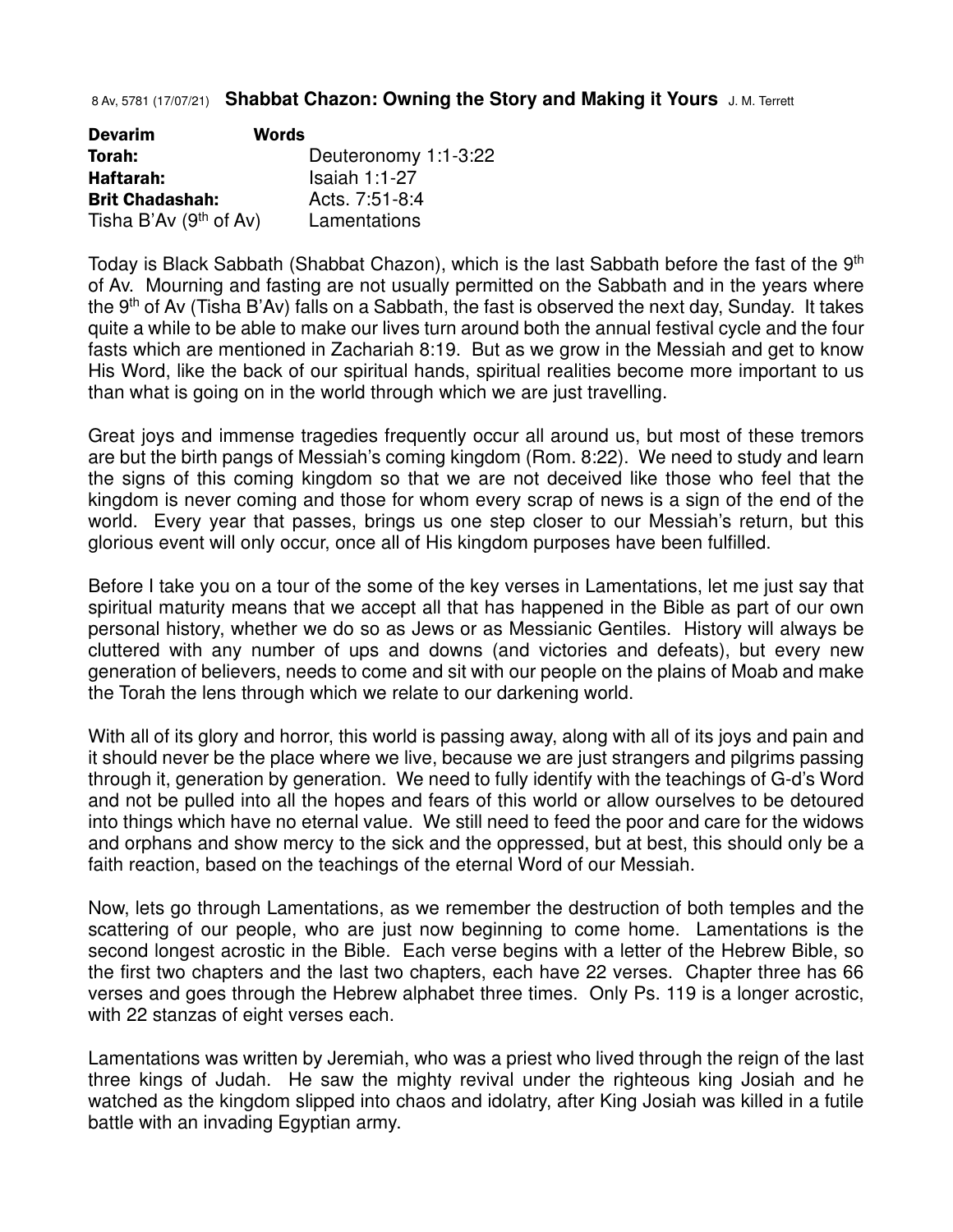8 Av, 5781 (17/07/21) **Shabbat Chazon: Owning the Story and Making it Yours** J. M. Terrett

| **Devarim** | **Words** |
|---|---|
| **Torah:** | Deuteronomy 1:1-3:22 |
| **Haftarah:** | Isaiah 1:1-27 |
| **Brit Chadashah:** | Acts. 7:51-8:4 |
| Tisha B'Av (9th of Av) | Lamentations |

Today is Black Sabbath (Shabbat Chazon), which is the last Sabbath before the fast of the 9th of Av. Mourning and fasting are not usually permitted on the Sabbath and in the years where the 9th of Av (Tisha B'Av) falls on a Sabbath, the fast is observed the next day, Sunday. It takes quite a while to be able to make our lives turn around both the annual festival cycle and the four fasts which are mentioned in Zachariah 8:19. But as we grow in the Messiah and get to know His Word, like the back of our spiritual hands, spiritual realities become more important to us than what is going on in the world through which we are just travelling.

Great joys and immense tragedies frequently occur all around us, but most of these tremors are but the birth pangs of Messiah's coming kingdom (Rom. 8:22). We need to study and learn the signs of this coming kingdom so that we are not deceived like those who feel that the kingdom is never coming and those for whom every scrap of news is a sign of the end of the world. Every year that passes, brings us one step closer to our Messiah's return, but this glorious event will only occur, once all of His kingdom purposes have been fulfilled.

Before I take you on a tour of the some of the key verses in Lamentations, let me just say that spiritual maturity means that we accept all that has happened in the Bible as part of our own personal history, whether we do so as Jews or as Messianic Gentiles. History will always be cluttered with any number of ups and downs (and victories and defeats), but every new generation of believers, needs to come and sit with our people on the plains of Moab and make the Torah the lens through which we relate to our darkening world.

With all of its glory and horror, this world is passing away, along with all of its joys and pain and it should never be the place where we live, because we are just strangers and pilgrims passing through it, generation by generation. We need to fully identify with the teachings of G-d's Word and not be pulled into all the hopes and fears of this world or allow ourselves to be detoured into things which have no eternal value. We still need to feed the poor and care for the widows and orphans and show mercy to the sick and the oppressed, but at best, this should only be a faith reaction, based on the teachings of the eternal Word of our Messiah.

Now, lets go through Lamentations, as we remember the destruction of both temples and the scattering of our people, who are just now beginning to come home. Lamentations is the second longest acrostic in the Bible. Each verse begins with a letter of the Hebrew Bible, so the first two chapters and the last two chapters, each have 22 verses. Chapter three has 66 verses and goes through the Hebrew alphabet three times. Only Ps. 119 is a longer acrostic, with 22 stanzas of eight verses each.

Lamentations was written by Jeremiah, who was a priest who lived through the reign of the last three kings of Judah. He saw the mighty revival under the righteous king Josiah and he watched as the kingdom slipped into chaos and idolatry, after King Josiah was killed in a futile battle with an invading Egyptian army.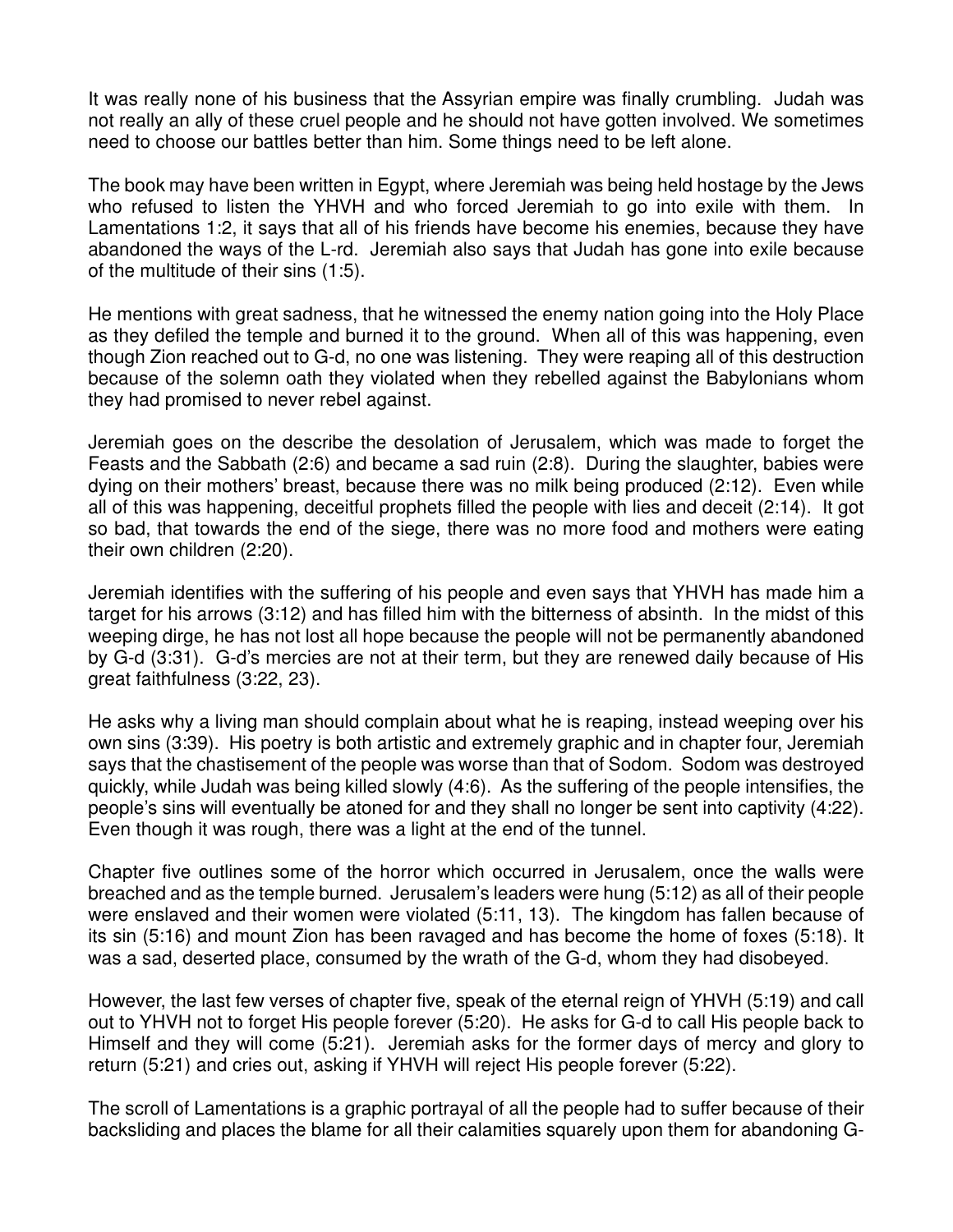It was really none of his business that the Assyrian empire was finally crumbling. Judah was not really an ally of these cruel people and he should not have gotten involved. We sometimes need to choose our battles better than him. Some things need to be left alone.

The book may have been written in Egypt, where Jeremiah was being held hostage by the Jews who refused to listen the YHVH and who forced Jeremiah to go into exile with them. In Lamentations 1:2, it says that all of his friends have become his enemies, because they have abandoned the ways of the L-rd. Jeremiah also says that Judah has gone into exile because of the multitude of their sins (1:5).

He mentions with great sadness, that he witnessed the enemy nation going into the Holy Place as they defiled the temple and burned it to the ground. When all of this was happening, even though Zion reached out to G-d, no one was listening. They were reaping all of this destruction because of the solemn oath they violated when they rebelled against the Babylonians whom they had promised to never rebel against.

Jeremiah goes on the describe the desolation of Jerusalem, which was made to forget the Feasts and the Sabbath (2:6) and became a sad ruin (2:8). During the slaughter, babies were dying on their mothers' breast, because there was no milk being produced (2:12). Even while all of this was happening, deceitful prophets filled the people with lies and deceit (2:14). It got so bad, that towards the end of the siege, there was no more food and mothers were eating their own children (2:20).

Jeremiah identifies with the suffering of his people and even says that YHVH has made him a target for his arrows (3:12) and has filled him with the bitterness of absinth. In the midst of this weeping dirge, he has not lost all hope because the people will not be permanently abandoned by G-d (3:31). G-d's mercies are not at their term, but they are renewed daily because of His great faithfulness (3:22, 23).

He asks why a living man should complain about what he is reaping, instead weeping over his own sins (3:39). His poetry is both artistic and extremely graphic and in chapter four, Jeremiah says that the chastisement of the people was worse than that of Sodom. Sodom was destroyed quickly, while Judah was being killed slowly (4:6). As the suffering of the people intensifies, the people's sins will eventually be atoned for and they shall no longer be sent into captivity (4:22). Even though it was rough, there was a light at the end of the tunnel.

Chapter five outlines some of the horror which occurred in Jerusalem, once the walls were breached and as the temple burned. Jerusalem's leaders were hung (5:12) as all of their people were enslaved and their women were violated (5:11, 13). The kingdom has fallen because of its sin (5:16) and mount Zion has been ravaged and has become the home of foxes (5:18). It was a sad, deserted place, consumed by the wrath of the G-d, whom they had disobeyed.

However, the last few verses of chapter five, speak of the eternal reign of YHVH (5:19) and call out to YHVH not to forget His people forever (5:20). He asks for G-d to call His people back to Himself and they will come (5:21). Jeremiah asks for the former days of mercy and glory to return (5:21) and cries out, asking if YHVH will reject His people forever (5:22).

The scroll of Lamentations is a graphic portrayal of all the people had to suffer because of their backsliding and places the blame for all their calamities squarely upon them for abandoning G-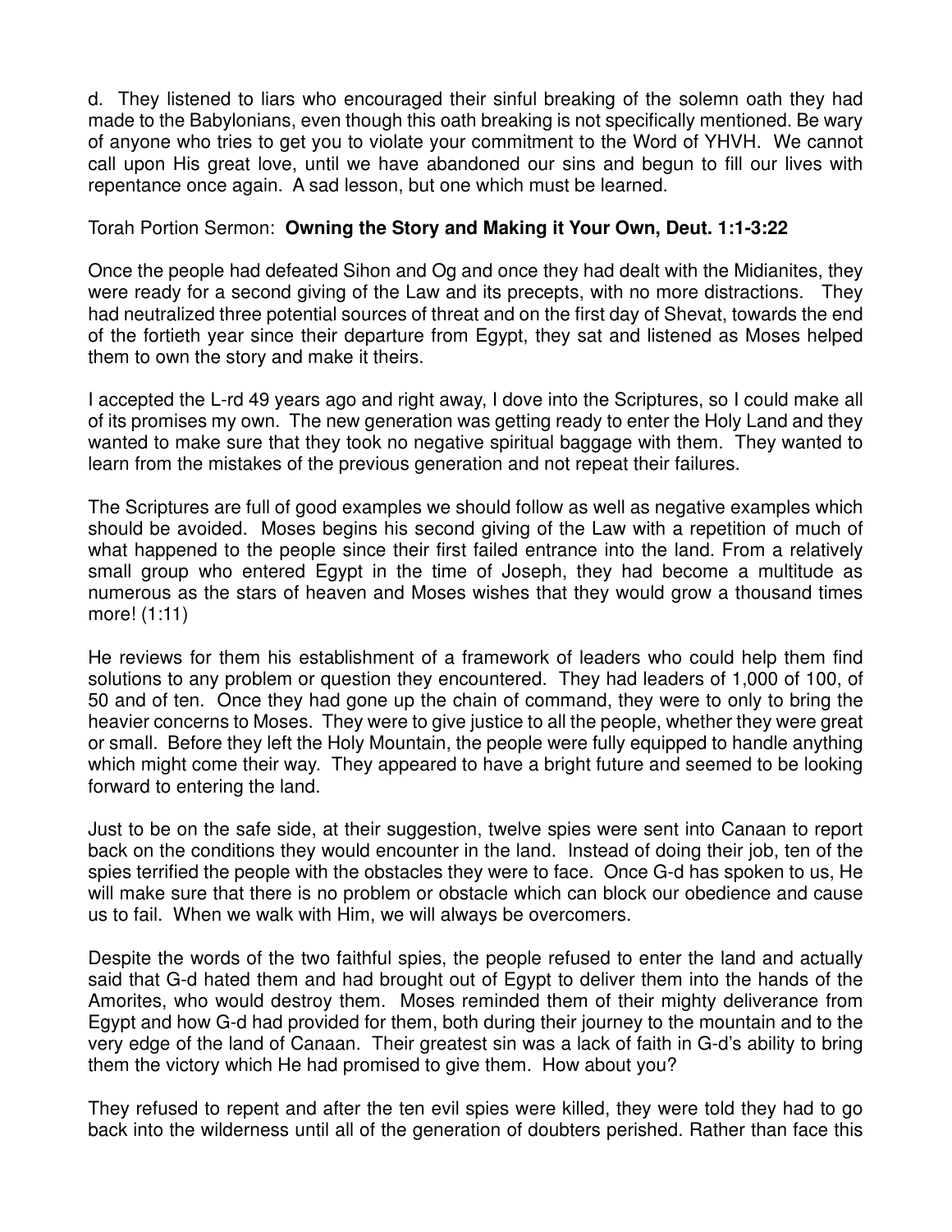d. They listened to liars who encouraged their sinful breaking of the solemn oath they had made to the Babylonians, even though this oath breaking is not specifically mentioned. Be wary of anyone who tries to get you to violate your commitment to the Word of YHVH. We cannot call upon His great love, until we have abandoned our sins and begun to fill our lives with repentance once again. A sad lesson, but one which must be learned.

Torah Portion Sermon: **Owning the Story and Making it Your Own, Deut. 1:1-3:22**

Once the people had defeated Sihon and Og and once they had dealt with the Midianites, they were ready for a second giving of the Law and its precepts, with no more distractions. They had neutralized three potential sources of threat and on the first day of Shevat, towards the end of the fortieth year since their departure from Egypt, they sat and listened as Moses helped them to own the story and make it theirs.

I accepted the L-rd 49 years ago and right away, I dove into the Scriptures, so I could make all of its promises my own. The new generation was getting ready to enter the Holy Land and they wanted to make sure that they took no negative spiritual baggage with them. They wanted to learn from the mistakes of the previous generation and not repeat their failures.

The Scriptures are full of good examples we should follow as well as negative examples which should be avoided. Moses begins his second giving of the Law with a repetition of much of what happened to the people since their first failed entrance into the land. From a relatively small group who entered Egypt in the time of Joseph, they had become a multitude as numerous as the stars of heaven and Moses wishes that they would grow a thousand times more! (1:11)

He reviews for them his establishment of a framework of leaders who could help them find solutions to any problem or question they encountered. They had leaders of 1,000 of 100, of 50 and of ten. Once they had gone up the chain of command, they were to only to bring the heavier concerns to Moses. They were to give justice to all the people, whether they were great or small. Before they left the Holy Mountain, the people were fully equipped to handle anything which might come their way. They appeared to have a bright future and seemed to be looking forward to entering the land.

Just to be on the safe side, at their suggestion, twelve spies were sent into Canaan to report back on the conditions they would encounter in the land. Instead of doing their job, ten of the spies terrified the people with the obstacles they were to face. Once G-d has spoken to us, He will make sure that there is no problem or obstacle which can block our obedience and cause us to fail. When we walk with Him, we will always be overcomers.

Despite the words of the two faithful spies, the people refused to enter the land and actually said that G-d hated them and had brought out of Egypt to deliver them into the hands of the Amorites, who would destroy them. Moses reminded them of their mighty deliverance from Egypt and how G-d had provided for them, both during their journey to the mountain and to the very edge of the land of Canaan. Their greatest sin was a lack of faith in G-d's ability to bring them the victory which He had promised to give them. How about you?

They refused to repent and after the ten evil spies were killed, they were told they had to go back into the wilderness until all of the generation of doubters perished. Rather than face this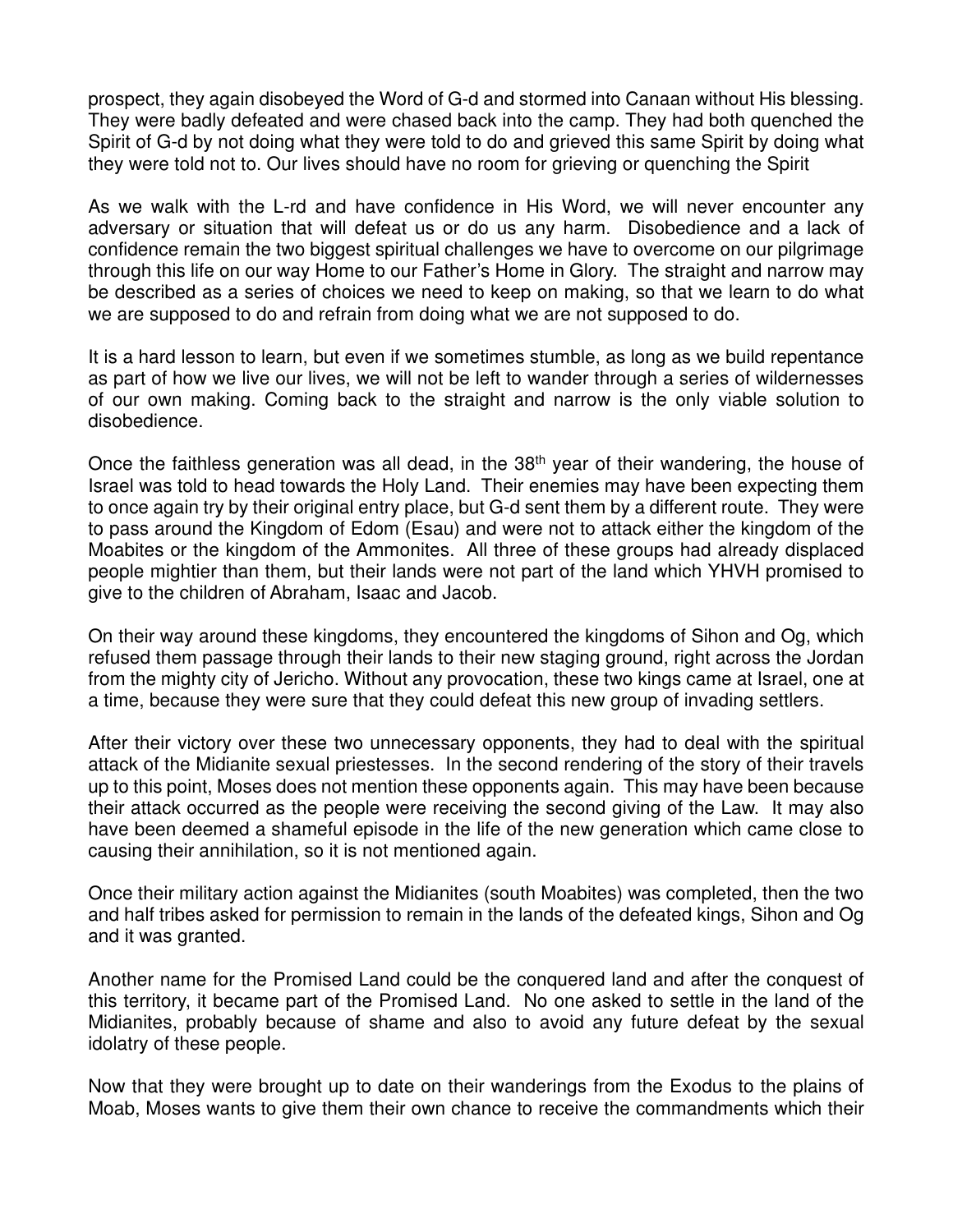prospect, they again disobeyed the Word of G-d and stormed into Canaan without His blessing. They were badly defeated and were chased back into the camp. They had both quenched the Spirit of G-d by not doing what they were told to do and grieved this same Spirit by doing what they were told not to. Our lives should have no room for grieving or quenching the Spirit

As we walk with the L-rd and have confidence in His Word, we will never encounter any adversary or situation that will defeat us or do us any harm. Disobedience and a lack of confidence remain the two biggest spiritual challenges we have to overcome on our pilgrimage through this life on our way Home to our Father's Home in Glory. The straight and narrow may be described as a series of choices we need to keep on making, so that we learn to do what we are supposed to do and refrain from doing what we are not supposed to do.

It is a hard lesson to learn, but even if we sometimes stumble, as long as we build repentance as part of how we live our lives, we will not be left to wander through a series of wildernesses of our own making. Coming back to the straight and narrow is the only viable solution to disobedience.

Once the faithless generation was all dead, in the 38th year of their wandering, the house of Israel was told to head towards the Holy Land. Their enemies may have been expecting them to once again try by their original entry place, but G-d sent them by a different route. They were to pass around the Kingdom of Edom (Esau) and were not to attack either the kingdom of the Moabites or the kingdom of the Ammonites. All three of these groups had already displaced people mightier than them, but their lands were not part of the land which YHVH promised to give to the children of Abraham, Isaac and Jacob.

On their way around these kingdoms, they encountered the kingdoms of Sihon and Og, which refused them passage through their lands to their new staging ground, right across the Jordan from the mighty city of Jericho. Without any provocation, these two kings came at Israel, one at a time, because they were sure that they could defeat this new group of invading settlers.

After their victory over these two unnecessary opponents, they had to deal with the spiritual attack of the Midianite sexual priestesses. In the second rendering of the story of their travels up to this point, Moses does not mention these opponents again. This may have been because their attack occurred as the people were receiving the second giving of the Law. It may also have been deemed a shameful episode in the life of the new generation which came close to causing their annihilation, so it is not mentioned again.

Once their military action against the Midianites (south Moabites) was completed, then the two and half tribes asked for permission to remain in the lands of the defeated kings, Sihon and Og and it was granted.

Another name for the Promised Land could be the conquered land and after the conquest of this territory, it became part of the Promised Land. No one asked to settle in the land of the Midianites, probably because of shame and also to avoid any future defeat by the sexual idolatry of these people.

Now that they were brought up to date on their wanderings from the Exodus to the plains of Moab, Moses wants to give them their own chance to receive the commandments which their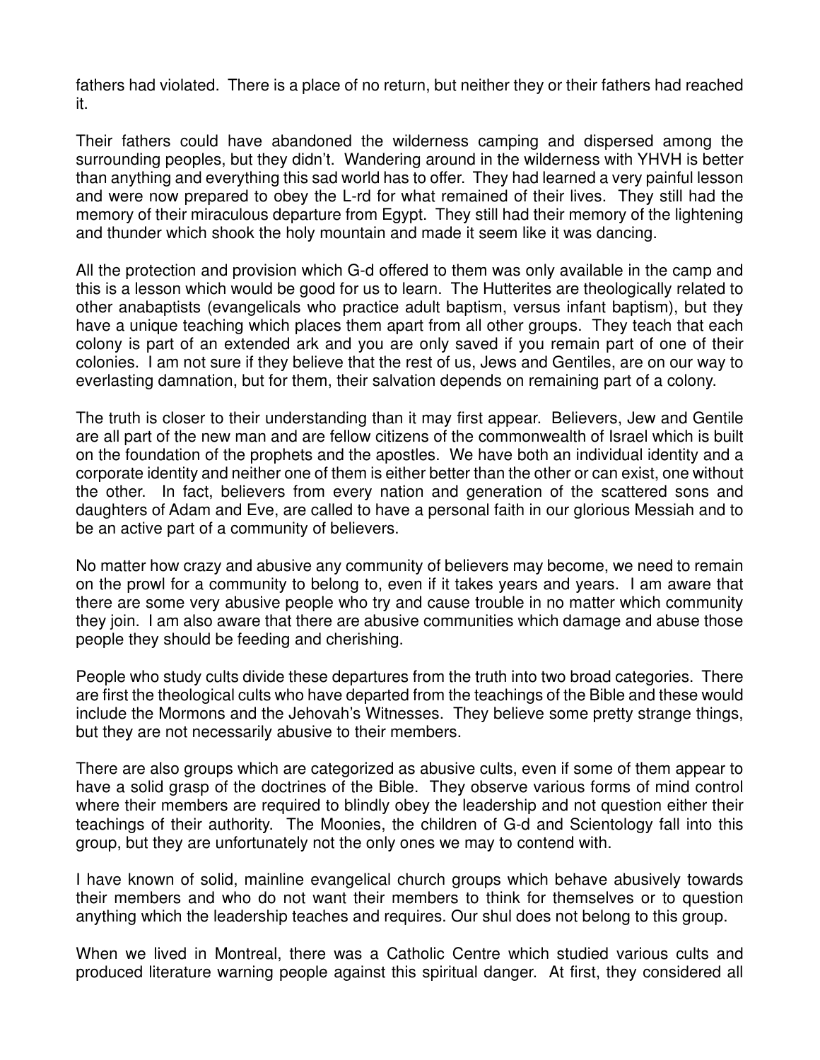fathers had violated. There is a place of no return, but neither they or their fathers had reached it.

Their fathers could have abandoned the wilderness camping and dispersed among the surrounding peoples, but they didn't. Wandering around in the wilderness with YHVH is better than anything and everything this sad world has to offer. They had learned a very painful lesson and were now prepared to obey the L-rd for what remained of their lives. They still had the memory of their miraculous departure from Egypt. They still had their memory of the lightening and thunder which shook the holy mountain and made it seem like it was dancing.

All the protection and provision which G-d offered to them was only available in the camp and this is a lesson which would be good for us to learn. The Hutterites are theologically related to other anabaptists (evangelicals who practice adult baptism, versus infant baptism), but they have a unique teaching which places them apart from all other groups. They teach that each colony is part of an extended ark and you are only saved if you remain part of one of their colonies. I am not sure if they believe that the rest of us, Jews and Gentiles, are on our way to everlasting damnation, but for them, their salvation depends on remaining part of a colony.

The truth is closer to their understanding than it may first appear. Believers, Jew and Gentile are all part of the new man and are fellow citizens of the commonwealth of Israel which is built on the foundation of the prophets and the apostles. We have both an individual identity and a corporate identity and neither one of them is either better than the other or can exist, one without the other. In fact, believers from every nation and generation of the scattered sons and daughters of Adam and Eve, are called to have a personal faith in our glorious Messiah and to be an active part of a community of believers.

No matter how crazy and abusive any community of believers may become, we need to remain on the prowl for a community to belong to, even if it takes years and years. I am aware that there are some very abusive people who try and cause trouble in no matter which community they join. I am also aware that there are abusive communities which damage and abuse those people they should be feeding and cherishing.

People who study cults divide these departures from the truth into two broad categories. There are first the theological cults who have departed from the teachings of the Bible and these would include the Mormons and the Jehovah's Witnesses. They believe some pretty strange things, but they are not necessarily abusive to their members.

There are also groups which are categorized as abusive cults, even if some of them appear to have a solid grasp of the doctrines of the Bible. They observe various forms of mind control where their members are required to blindly obey the leadership and not question either their teachings of their authority. The Moonies, the children of G-d and Scientology fall into this group, but they are unfortunately not the only ones we may to contend with.

I have known of solid, mainline evangelical church groups which behave abusively towards their members and who do not want their members to think for themselves or to question anything which the leadership teaches and requires. Our shul does not belong to this group.

When we lived in Montreal, there was a Catholic Centre which studied various cults and produced literature warning people against this spiritual danger. At first, they considered all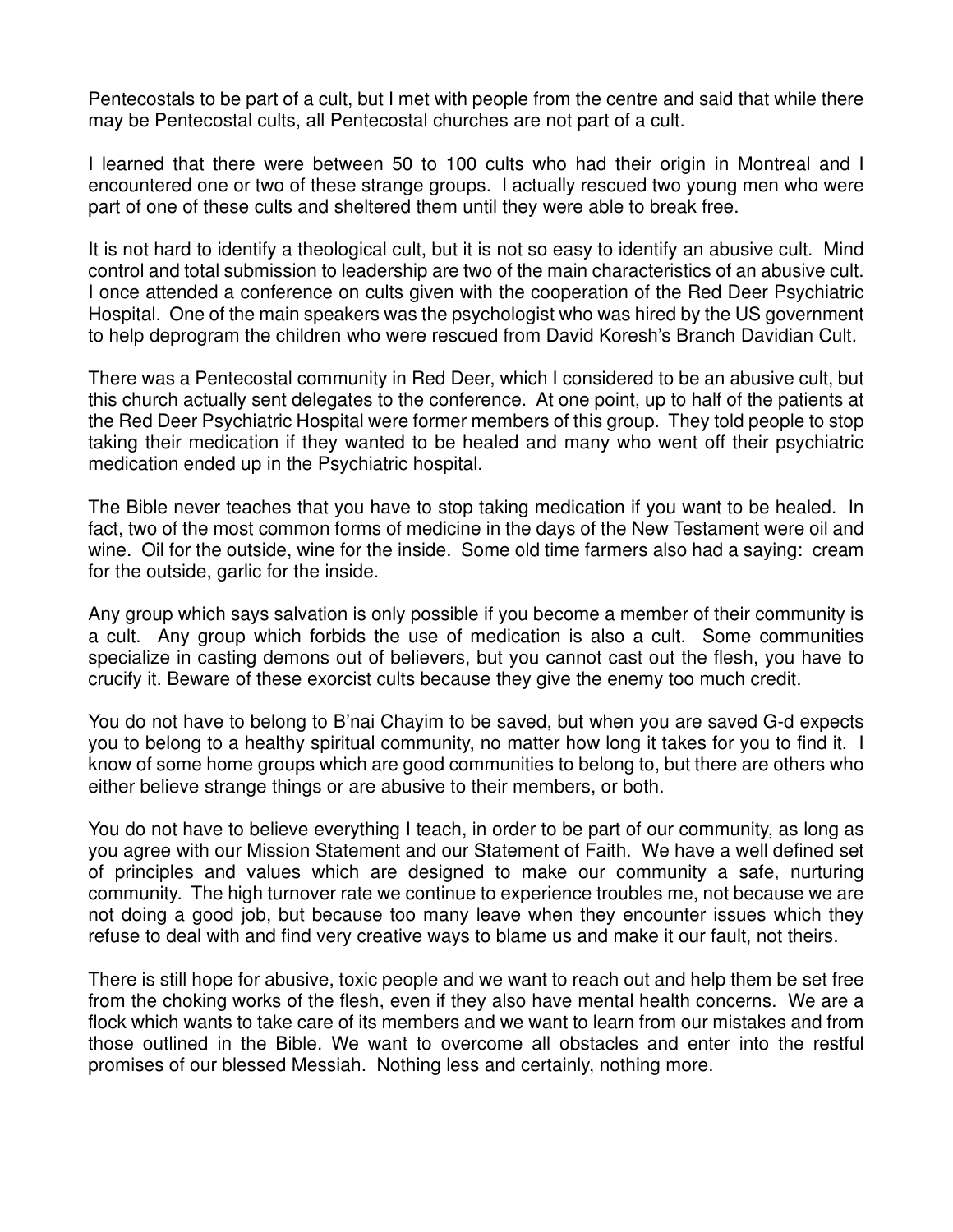Pentecostals to be part of a cult, but I met with people from the centre and said that while there may be Pentecostal cults, all Pentecostal churches are not part of a cult.

I learned that there were between 50 to 100 cults who had their origin in Montreal and I encountered one or two of these strange groups. I actually rescued two young men who were part of one of these cults and sheltered them until they were able to break free.

It is not hard to identify a theological cult, but it is not so easy to identify an abusive cult. Mind control and total submission to leadership are two of the main characteristics of an abusive cult. I once attended a conference on cults given with the cooperation of the Red Deer Psychiatric Hospital. One of the main speakers was the psychologist who was hired by the US government to help deprogram the children who were rescued from David Koresh's Branch Davidian Cult.

There was a Pentecostal community in Red Deer, which I considered to be an abusive cult, but this church actually sent delegates to the conference. At one point, up to half of the patients at the Red Deer Psychiatric Hospital were former members of this group. They told people to stop taking their medication if they wanted to be healed and many who went off their psychiatric medication ended up in the Psychiatric hospital.

The Bible never teaches that you have to stop taking medication if you want to be healed. In fact, two of the most common forms of medicine in the days of the New Testament were oil and wine. Oil for the outside, wine for the inside. Some old time farmers also had a saying: cream for the outside, garlic for the inside.

Any group which says salvation is only possible if you become a member of their community is a cult. Any group which forbids the use of medication is also a cult. Some communities specialize in casting demons out of believers, but you cannot cast out the flesh, you have to crucify it. Beware of these exorcist cults because they give the enemy too much credit.

You do not have to belong to B'nai Chayim to be saved, but when you are saved G-d expects you to belong to a healthy spiritual community, no matter how long it takes for you to find it. I know of some home groups which are good communities to belong to, but there are others who either believe strange things or are abusive to their members, or both.

You do not have to believe everything I teach, in order to be part of our community, as long as you agree with our Mission Statement and our Statement of Faith. We have a well defined set of principles and values which are designed to make our community a safe, nurturing community. The high turnover rate we continue to experience troubles me, not because we are not doing a good job, but because too many leave when they encounter issues which they refuse to deal with and find very creative ways to blame us and make it our fault, not theirs.

There is still hope for abusive, toxic people and we want to reach out and help them be set free from the choking works of the flesh, even if they also have mental health concerns. We are a flock which wants to take care of its members and we want to learn from our mistakes and from those outlined in the Bible. We want to overcome all obstacles and enter into the restful promises of our blessed Messiah. Nothing less and certainly, nothing more.